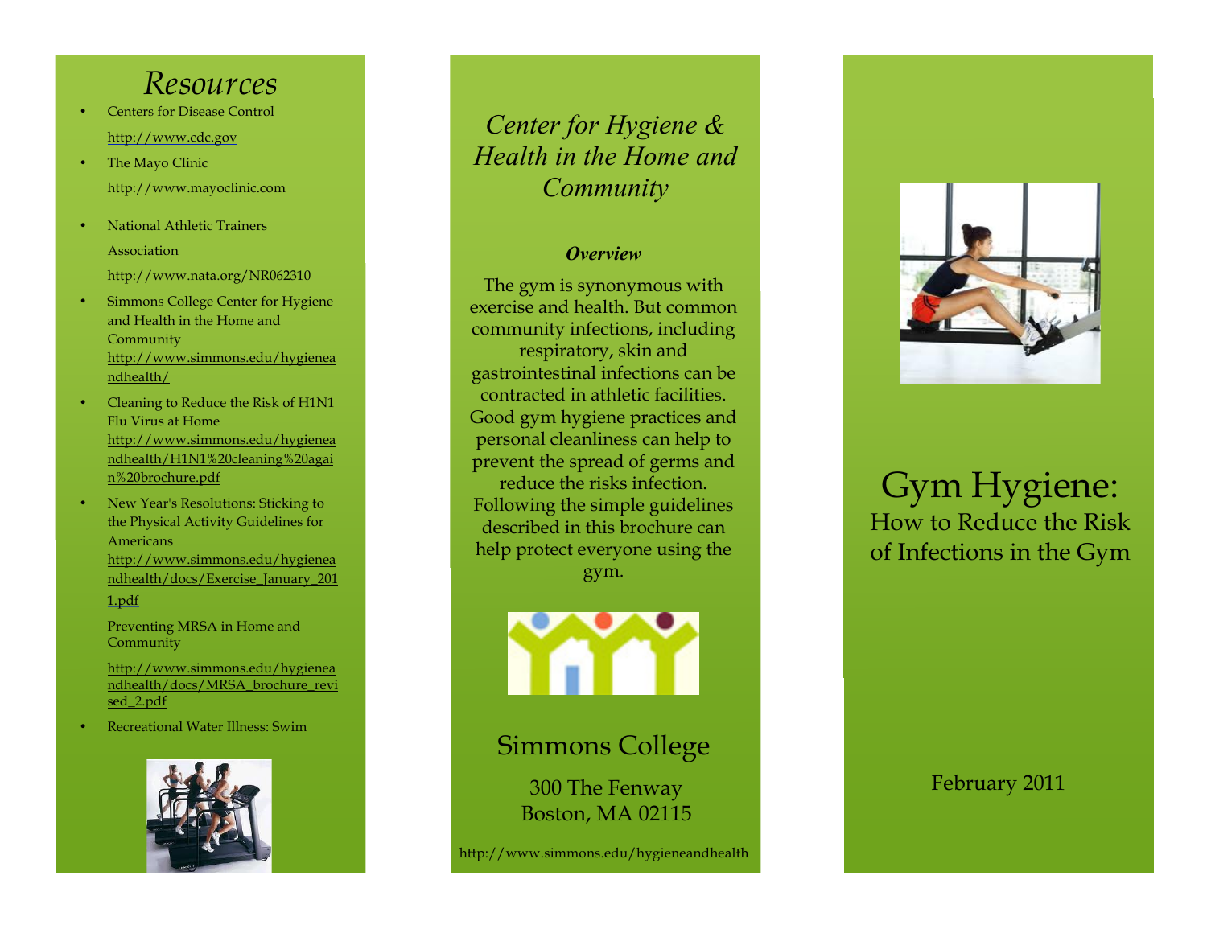# Resources

- Centers for Disease Control
  http://www.cdc.gov
- The Mayo Clinic
  http://www.mayoclinic.com
- National Athletic Trainers Association
  http://www.nata.org/NR062310
- Simmons College Center for Hygiene and Health in the Home and Community
  http://www.simmons.edu/hygieneandhealth/
- Cleaning to Reduce the Risk of H1N1 Flu Virus at Home
  http://www.simmons.edu/hygieneandhealth/H1N1%20cleaning%20again%20brochure.pdf
- New Year's Resolutions: Sticking to the Physical Activity Guidelines for Americans
  http://www.simmons.edu/hygieneandhealth/docs/Exercise_January_2011.pdf

  Preventing MRSA in Home and Community
  http://www.simmons.edu/hygieneandhealth/docs/MRSA_brochure_revised_2.pdf
- Recreational Water Illness: Swim

*Center for Hygiene & Health in the Home and Community*

***Overview***

The gym is synonymous with exercise and health. But common community infections, including respiratory, skin and gastrointestinal infections can be contracted in athletic facilities. Good gym hygiene practices and personal cleanliness can help to prevent the spread of germs and reduce the risks infection. Following the simple guidelines described in this brochure can help protect everyone using the gym.

Simmons College

300 The Fenway
Boston, MA 02115

http://www.simmons.edu/hygieneandhealth

# Gym Hygiene:

## How to Reduce the Risk of Infections in the Gym

February 2011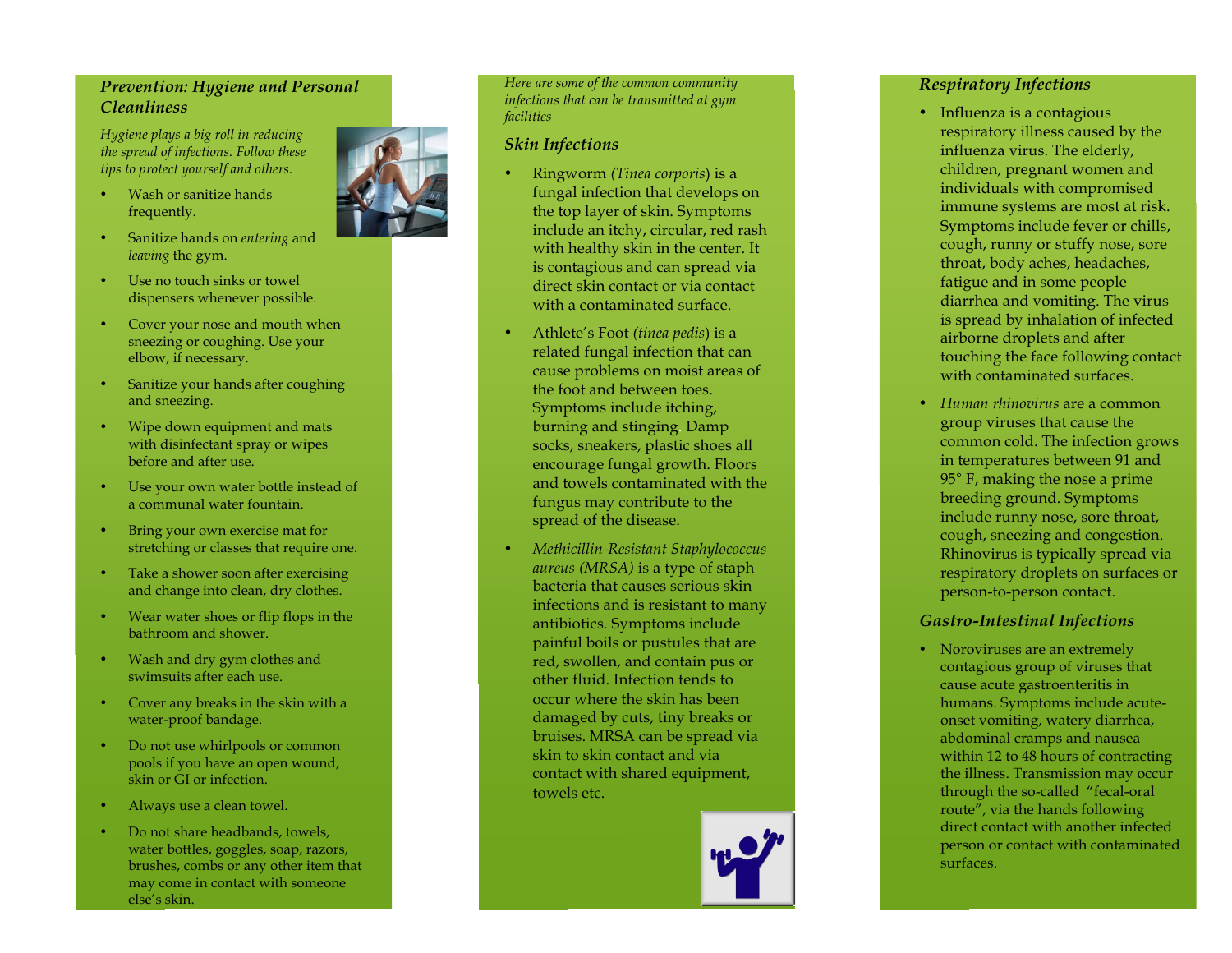### *Prevention: Hygiene and Personal Cleanliness*

*Hygiene plays a big roll in reducing the spread of infections. Follow these tips to protect yourself and others.*

- Wash or sanitize hands frequently.
- Sanitize hands on *entering* and *leaving* the gym.
- Use no touch sinks or towel dispensers whenever possible.
- Cover your nose and mouth when sneezing or coughing. Use your elbow, if necessary.
- Sanitize your hands after coughing and sneezing.
- Wipe down equipment and mats with disinfectant spray or wipes before and after use.
- Use your own water bottle instead of a communal water fountain.
- Bring your own exercise mat for stretching or classes that require one.
- Take a shower soon after exercising and change into clean, dry clothes.
- Wear water shoes or flip flops in the bathroom and shower.
- Wash and dry gym clothes and swimsuits after each use.
- Cover any breaks in the skin with a water-proof bandage.
- Do not use whirlpools or common pools if you have an open wound, skin or GI or infection.
- Always use a clean towel.
- Do not share headbands, towels, water bottles, goggles, soap, razors, brushes, combs or any other item that may come in contact with someone else's skin.

*Here are some of the common community infections that can be transmitted at gym facilities*

### *Skin Infections*

- Ringworm (*Tinea corporis*) is a fungal infection that develops on the top layer of skin. Symptoms include an itchy, circular, red rash with healthy skin in the center. It is contagious and can spread via direct skin contact or via contact with a contaminated surface.
- Athlete's Foot (*tinea pedis*) is a related fungal infection that can cause problems on moist areas of the foot and between toes. Symptoms include itching, burning and stinging. Damp socks, sneakers, plastic shoes all encourage fungal growth. Floors and towels contaminated with the fungus may contribute to the spread of the disease.
- *Methicillin-Resistant Staphylococcus aureus (MRSA)* is a type of staph bacteria that causes serious skin infections and is resistant to many antibiotics. Symptoms include painful boils or pustules that are red, swollen, and contain pus or other fluid. Infection tends to occur where the skin has been damaged by cuts, tiny breaks or bruises. MRSA can be spread via skin to skin contact and via contact with shared equipment, towels etc.

### *Respiratory Infections*

- Influenza is a contagious respiratory illness caused by the influenza virus. The elderly, children, pregnant women and individuals with compromised immune systems are most at risk. Symptoms include fever or chills, cough, runny or stuffy nose, sore throat, body aches, headaches, fatigue and in some people diarrhea and vomiting. The virus is spread by inhalation of infected airborne droplets and after touching the face following contact with contaminated surfaces.
- *Human rhinovirus* are a common group viruses that cause the common cold. The infection grows in temperatures between 91 and 95° F, making the nose a prime breeding ground. Symptoms include runny nose, sore throat, cough, sneezing and congestion. Rhinovirus is typically spread via respiratory droplets on surfaces or person-to-person contact.

### *Gastro-Intestinal Infections*

- Noroviruses are an extremely contagious group of viruses that cause acute gastroenteritis in humans. Symptoms include acute-onset vomiting, watery diarrhea, abdominal cramps and nausea within 12 to 48 hours of contracting the illness. Transmission may occur through the so-called "fecal-oral route", via the hands following direct contact with another infected person or contact with contaminated surfaces.